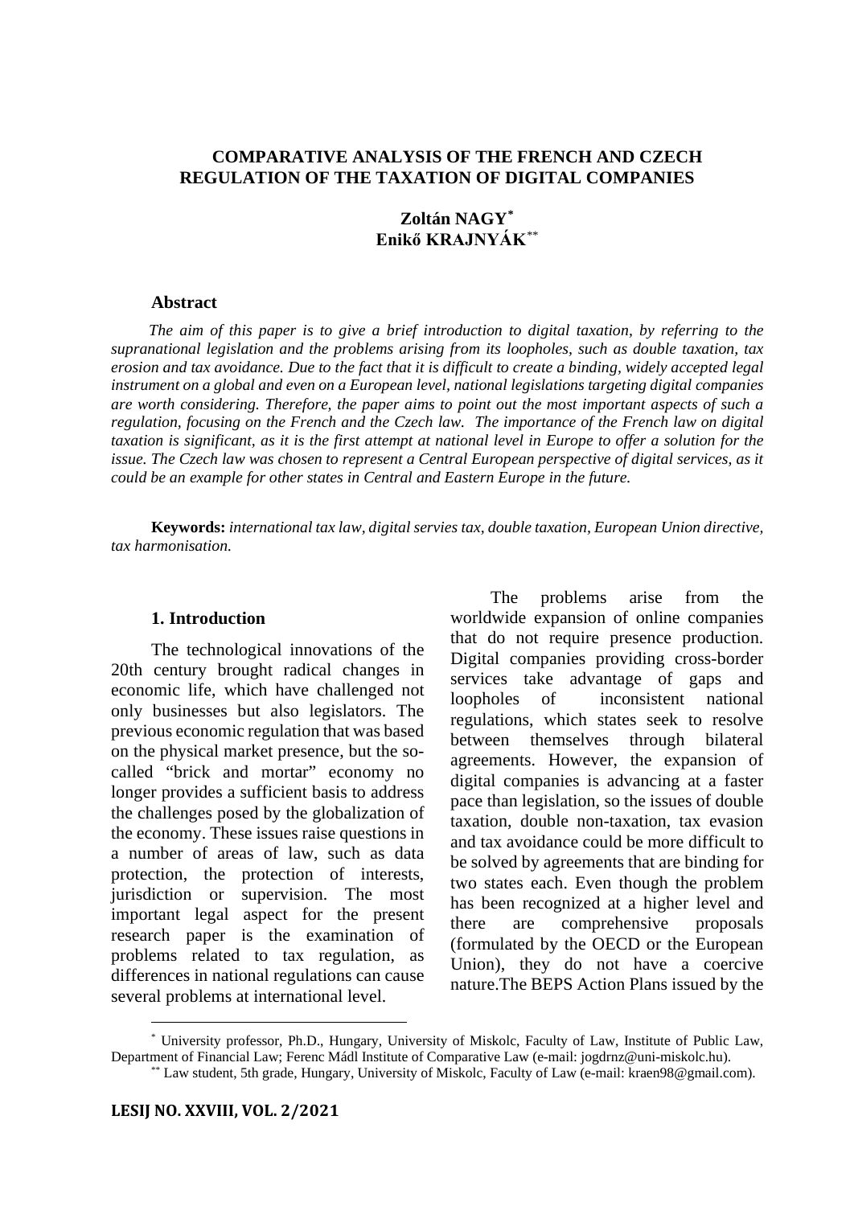# COMPARATIVE ANALYSIS OF THE FRENCH AND CZECH REGULATION OF THE TAXATION OF DIGITAL COMPANIES

**Zoltán NAGY***
**Enikő KRAJNYÁK****

### Abstract

*The aim of this paper is to give a brief introduction to digital taxation, by referring to the supranational legislation and the problems arising from its loopholes, such as double taxation, tax erosion and tax avoidance. Due to the fact that it is difficult to create a binding, widely accepted legal instrument on a global and even on a European level, national legislations targeting digital companies are worth considering. Therefore, the paper aims to point out the most important aspects of such a regulation, focusing on the French and the Czech law. The importance of the French law on digital taxation is significant, as it is the first attempt at national level in Europe to offer a solution for the issue. The Czech law was chosen to represent a Central European perspective of digital services, as it could be an example for other states in Central and Eastern Europe in the future.*

**Keywords:** *international tax law, digital servies tax, double taxation, European Union directive, tax harmonisation.*

## 1. Introduction

The technological innovations of the 20th century brought radical changes in economic life, which have challenged not only businesses but also legislators. The previous economic regulation that was based on the physical market presence, but the so-called "brick and mortar" economy no longer provides a sufficient basis to address the challenges posed by the globalization of the economy. These issues raise questions in a number of areas of law, such as data protection, the protection of interests, jurisdiction or supervision. The most important legal aspect for the present research paper is the examination of problems related to tax regulation, as differences in national regulations can cause several problems at international level.

The problems arise from the worldwide expansion of online companies that do not require presence production. Digital companies providing cross-border services take advantage of gaps and loopholes of inconsistent national regulations, which states seek to resolve between themselves through bilateral agreements. However, the expansion of digital companies is advancing at a faster pace than legislation, so the issues of double taxation, double non-taxation, tax evasion and tax avoidance could be more difficult to be solved by agreements that are binding for two states each. Even though the problem has been recognized at a higher level and there are comprehensive proposals (formulated by the OECD or the European Union), they do not have a coercive nature.The BEPS Action Plans issued by the

---

* University professor, Ph.D., Hungary, University of Miskolc, Faculty of Law, Institute of Public Law, Department of Financial Law; Ferenc Mádl Institute of Comparative Law (e-mail: jogdrnz@uni-miskolc.hu).

** Law student, 5th grade, Hungary, University of Miskolc, Faculty of Law (e-mail: kraen98@gmail.com).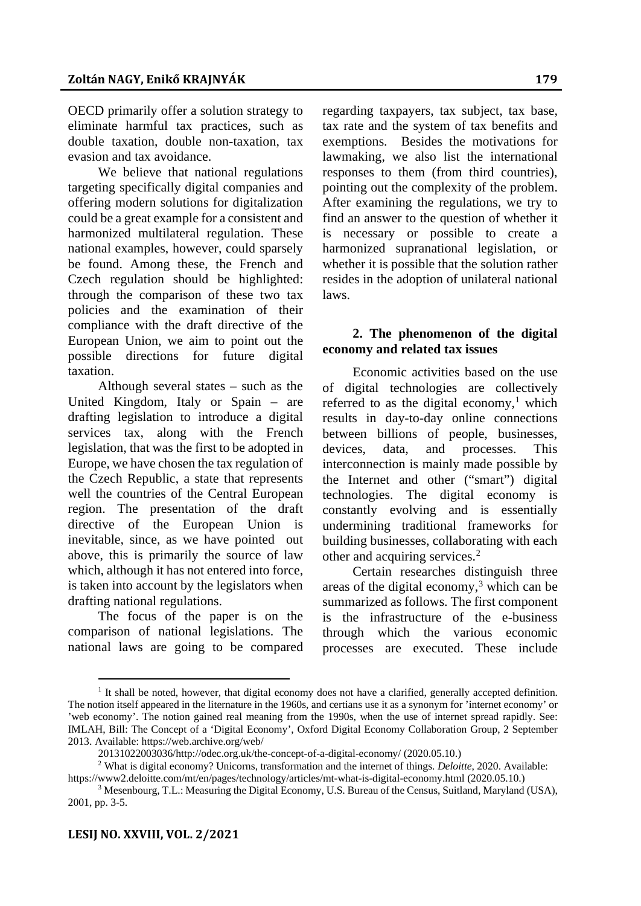OECD primarily offer a solution strategy to eliminate harmful tax practices, such as double taxation, double non-taxation, tax evasion and tax avoidance.

We believe that national regulations targeting specifically digital companies and offering modern solutions for digitalization could be a great example for a consistent and harmonized multilateral regulation. These national examples, however, could sparsely be found. Among these, the French and Czech regulation should be highlighted: through the comparison of these two tax policies and the examination of their compliance with the draft directive of the European Union, we aim to point out the possible directions for future digital taxation.

Although several states – such as the United Kingdom, Italy or Spain – are drafting legislation to introduce a digital services tax, along with the French legislation, that was the first to be adopted in Europe, we have chosen the tax regulation of the Czech Republic, a state that represents well the countries of the Central European region. The presentation of the draft directive of the European Union is inevitable, since, as we have pointed out above, this is primarily the source of law which, although it has not entered into force, is taken into account by the legislators when drafting national regulations.

The focus of the paper is on the comparison of national legislations. The national laws are going to be compared regarding taxpayers, tax subject, tax base, tax rate and the system of tax benefits and exemptions. Besides the motivations for lawmaking, we also list the international responses to them (from third countries), pointing out the complexity of the problem. After examining the regulations, we try to find an answer to the question of whether it is necessary or possible to create a harmonized supranational legislation, or whether it is possible that the solution rather resides in the adoption of unilateral national laws.

## 2. The phenomenon of the digital economy and related tax issues

Economic activities based on the use of digital technologies are collectively referred to as the digital economy,[1] which results in day-to-day online connections between billions of people, businesses, devices, data, and processes. This interconnection is mainly made possible by the Internet and other ("smart") digital technologies. The digital economy is constantly evolving and is essentially undermining traditional frameworks for building businesses, collaborating with each other and acquiring services.[2]

Certain researches distinguish three areas of the digital economy,[3] which can be summarized as follows. The first component is the infrastructure of the e-business through which the various economic processes are executed. These include

---

[1] It shall be noted, however, that digital economy does not have a clarified, generally accepted definition. The notion itself appeared in the liternature in the 1960s, and certians use it as a synonym for 'internet economy' or 'web economy'. The notion gained real meaning from the 1990s, when the use of internet spread rapidly. See: IMLAH, Bill: The Concept of a 'Digital Economy', Oxford Digital Economy Collaboration Group, 2 September 2013. Available: https://web.archive.org/web/20131022003036/http://odec.org.uk/the-concept-of-a-digital-economy/ (2020.05.10.)

[2] What is digital economy? Unicorns, transformation and the internet of things. *Deloitte*, 2020. Available: https://www2.deloitte.com/mt/en/pages/technology/articles/mt-what-is-digital-economy.html (2020.05.10.)

[3] Mesenbourg, T.L.: Measuring the Digital Economy, U.S. Bureau of the Census, Suitland, Maryland (USA), 2001, pp. 3-5.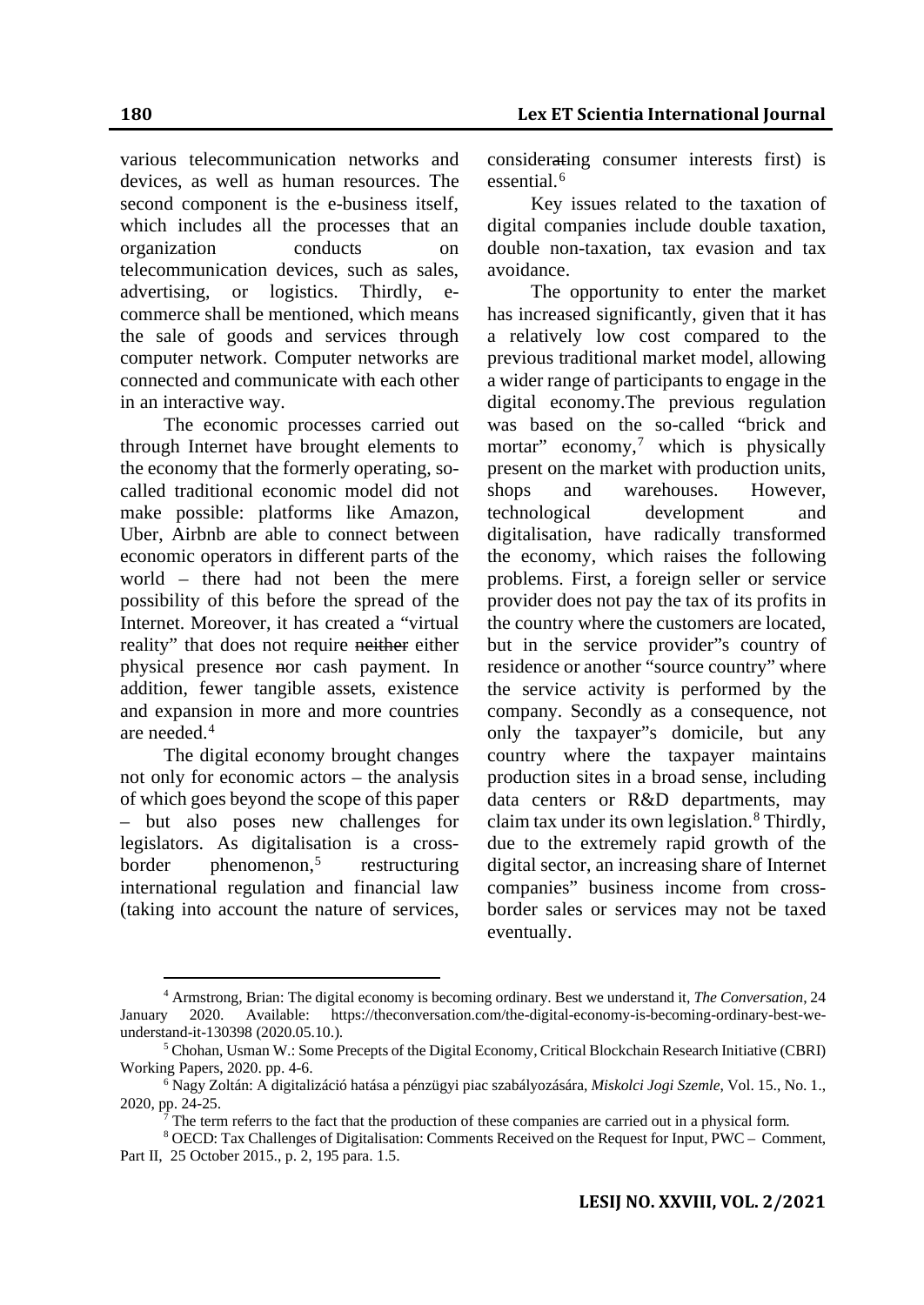various telecommunication networks and devices, as well as human resources. The second component is the e-business itself, which includes all the processes that an organization conducts on telecommunication devices, such as sales, advertising, or logistics. Thirdly, e-commerce shall be mentioned, which means the sale of goods and services through computer network. Computer networks are connected and communicate with each other in an interactive way.

The economic processes carried out through Internet have brought elements to the economy that the formerly operating, so-called traditional economic model did not make possible: platforms like Amazon, Uber, Airbnb are able to connect between economic operators in different parts of the world – there had not been the mere possibility of this before the spread of the Internet. Moreover, it has created a "virtual reality" that does not require ~~neither~~ either physical presence ~~n~~or cash payment. In addition, fewer tangible assets, existence and expansion in more and more countries are needed.[4]

The digital economy brought changes not only for economic actors – the analysis of which goes beyond the scope of this paper – but also poses new challenges for legislators. As digitalisation is a cross-border phenomenon,[5] restructuring international regulation and financial law (taking into account the nature of services, consider~~at~~ing consumer interests first) is essential.[6]

Key issues related to the taxation of digital companies include double taxation, double non-taxation, tax evasion and tax avoidance.

The opportunity to enter the market has increased significantly, given that it has a relatively low cost compared to the previous traditional market model, allowing a wider range of participants to engage in the digital economy.The previous regulation was based on the so-called "brick and mortar" economy,[7] which is physically present on the market with production units, shops and warehouses. However, technological development and digitalisation, have radically transformed the economy, which raises the following problems. First, a foreign seller or service provider does not pay the tax of its profits in the country where the customers are located, but in the service provider"s country of residence or another "source country" where the service activity is performed by the company. Secondly as a consequence, not only the taxpayer"s domicile, but any country where the taxpayer maintains production sites in a broad sense, including data centers or R&D departments, may claim tax under its own legislation.[8] Thirdly, due to the extremely rapid growth of the digital sector, an increasing share of Internet companies" business income from cross-border sales or services may not be taxed eventually.

---

[4] Armstrong, Brian: The digital economy is becoming ordinary. Best we understand it, *The Conversation*, 24 January 2020. Available: https://theconversation.com/the-digital-economy-is-becoming-ordinary-best-we-understand-it-130398 (2020.05.10.).

[5] Chohan, Usman W.: Some Precepts of the Digital Economy, Critical Blockchain Research Initiative (CBRI) Working Papers, 2020. pp. 4-6.

[6] Nagy Zoltán: A digitalizáció hatása a pénzügyi piac szabályozására, *Miskolci Jogi Szemle*, Vol. 15., No. 1., 2020, pp. 24-25.

[7] The term referrs to the fact that the production of these companies are carried out in a physical form.

[8] OECD: Tax Challenges of Digitalisation: Comments Received on the Request for Input, PWC – Comment, Part II, 25 October 2015., p. 2, 195 para. 1.5.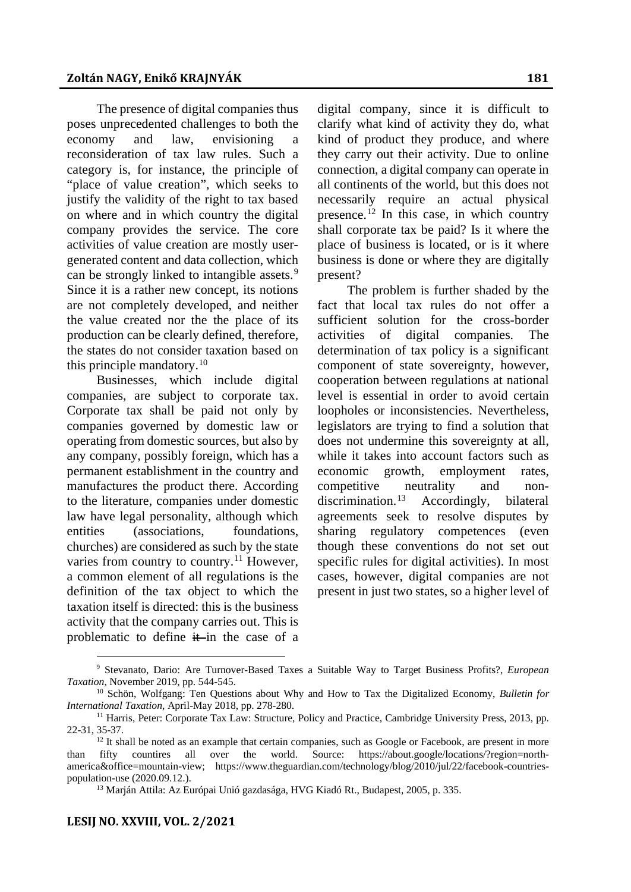The presence of digital companies thus poses unprecedented challenges to both the economy and law, envisioning a reconsideration of tax law rules. Such a category is, for instance, the principle of "place of value creation", which seeks to justify the validity of the right to tax based on where and in which country the digital company provides the service. The core activities of value creation are mostly user-generated content and data collection, which can be strongly linked to intangible assets.[9] Since it is a rather new concept, its notions are not completely developed, and neither the value created nor the the place of its production can be clearly defined, therefore, the states do not consider taxation based on this principle mandatory.[10]

Businesses, which include digital companies, are subject to corporate tax. Corporate tax shall be paid not only by companies governed by domestic law or operating from domestic sources, but also by any company, possibly foreign, which has a permanent establishment in the country and manufactures the product there. According to the literature, companies under domestic law have legal personality, although which entities (associations, foundations, churches) are considered as such by the state varies from country to country.[11] However, a common element of all regulations is the definition of the tax object to which the taxation itself is directed: this is the business activity that the company carries out. This is problematic to define ~~it~~ in the case of a digital company, since it is difficult to clarify what kind of activity they do, what kind of product they produce, and where they carry out their activity. Due to online connection, a digital company can operate in all continents of the world, but this does not necessarily require an actual physical presence.[12] In this case, in which country shall corporate tax be paid? Is it where the place of business is located, or is it where business is done or where they are digitally present?

The problem is further shaded by the fact that local tax rules do not offer a sufficient solution for the cross-border activities of digital companies. The determination of tax policy is a significant component of state sovereignty, however, cooperation between regulations at national level is essential in order to avoid certain loopholes or inconsistencies. Nevertheless, legislators are trying to find a solution that does not undermine this sovereignty at all, while it takes into account factors such as economic growth, employment rates, competitive neutrality and non-discrimination.[13] Accordingly, bilateral agreements seek to resolve disputes by sharing regulatory competences (even though these conventions do not set out specific rules for digital activities). In most cases, however, digital companies are not present in just two states, so a higher level of

---

[9] Stevanato, Dario: Are Turnover-Based Taxes a Suitable Way to Target Business Profits?, *European Taxation*, November 2019, pp. 544-545.

[10] Schön, Wolfgang: Ten Questions about Why and How to Tax the Digitalized Economy, *Bulletin for International Taxation*, April-May 2018, pp. 278-280.

[11] Harris, Peter: Corporate Tax Law: Structure, Policy and Practice, Cambridge University Press, 2013, pp. 22-31, 35-37.

[12] It shall be noted as an example that certain companies, such as Google or Facebook, are present in more than fifty countires all over the world. Source: https://about.google/locations/?region=north-america&office=mountain-view; https://www.theguardian.com/technology/blog/2010/jul/22/facebook-countries-population-use (2020.09.12.).

[13] Marján Attila: Az Európai Unió gazdasága, HVG Kiadó Rt., Budapest, 2005, p. 335.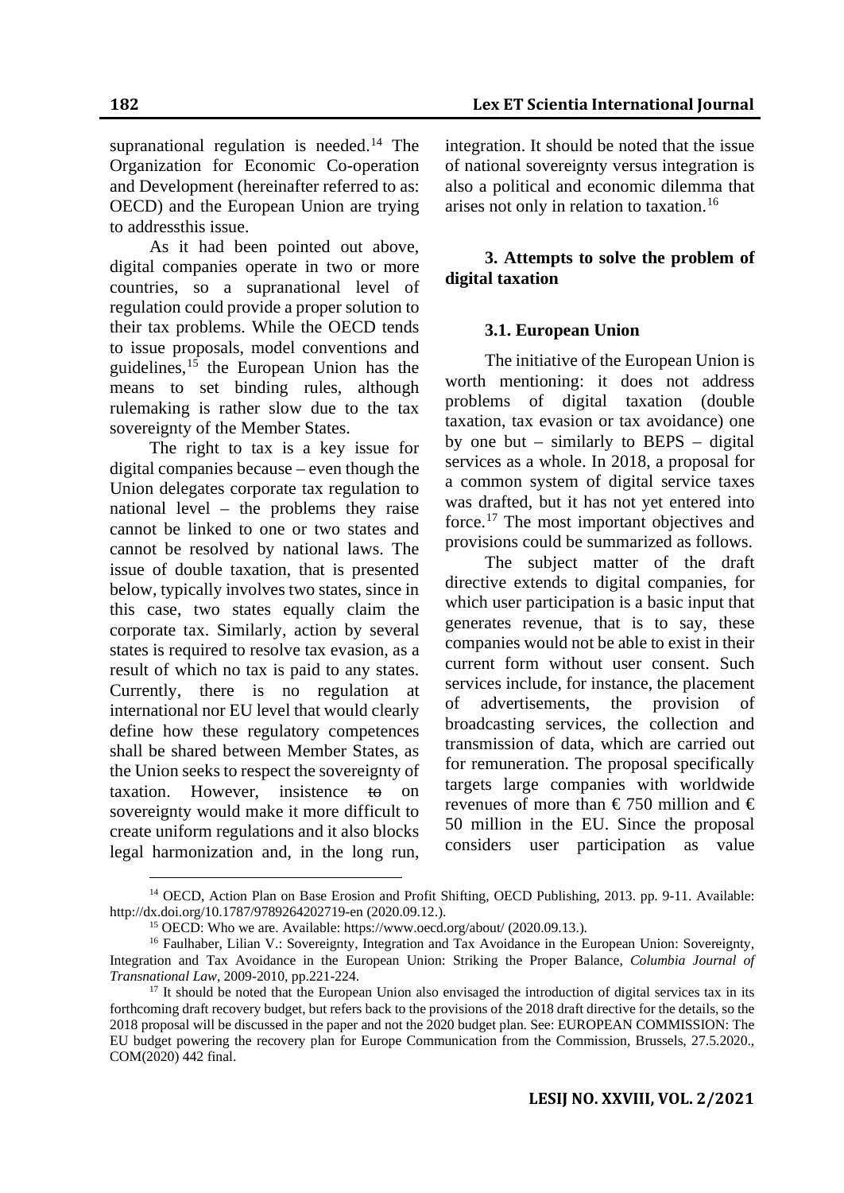supranational regulation is needed.[14] The Organization for Economic Co-operation and Development (hereinafter referred to as: OECD) and the European Union are trying to addressthis issue.

As it had been pointed out above, digital companies operate in two or more countries, so a supranational level of regulation could provide a proper solution to their tax problems. While the OECD tends to issue proposals, model conventions and guidelines,[15] the European Union has the means to set binding rules, although rulemaking is rather slow due to the tax sovereignty of the Member States.

The right to tax is a key issue for digital companies because – even though the Union delegates corporate tax regulation to national level – the problems they raise cannot be linked to one or two states and cannot be resolved by national laws. The issue of double taxation, that is presented below, typically involves two states, since in this case, two states equally claim the corporate tax. Similarly, action by several states is required to resolve tax evasion, as a result of which no tax is paid to any states. Currently, there is no regulation at international nor EU level that would clearly define how these regulatory competences shall be shared between Member States, as the Union seeks to respect the sovereignty of taxation. However, insistence ~~to~~ on sovereignty would make it more difficult to create uniform regulations and it also blocks legal harmonization and, in the long run, integration. It should be noted that the issue of national sovereignty versus integration is also a political and economic dilemma that arises not only in relation to taxation.[16]

## 3. Attempts to solve the problem of digital taxation

### 3.1. European Union

The initiative of the European Union is worth mentioning: it does not address problems of digital taxation (double taxation, tax evasion or tax avoidance) one by one but – similarly to BEPS – digital services as a whole. In 2018, a proposal for a common system of digital service taxes was drafted, but it has not yet entered into force.[17] The most important objectives and provisions could be summarized as follows.

The subject matter of the draft directive extends to digital companies, for which user participation is a basic input that generates revenue, that is to say, these companies would not be able to exist in their current form without user consent. Such services include, for instance, the placement of advertisements, the provision of broadcasting services, the collection and transmission of data, which are carried out for remuneration. The proposal specifically targets large companies with worldwide revenues of more than € 750 million and € 50 million in the EU. Since the proposal considers user participation as value

---

[14] OECD, Action Plan on Base Erosion and Profit Shifting, OECD Publishing, 2013. pp. 9-11. Available: http://dx.doi.org/10.1787/9789264202719-en (2020.09.12.).

[15] OECD: Who we are. Available: https://www.oecd.org/about/ (2020.09.13.).

[16] Faulhaber, Lilian V.: Sovereignty, Integration and Tax Avoidance in the European Union: Sovereignty, Integration and Tax Avoidance in the European Union: Striking the Proper Balance, *Columbia Journal of Transnational Law*, 2009-2010, pp.221-224.

[17] It should be noted that the European Union also envisaged the introduction of digital services tax in its forthcoming draft recovery budget, but refers back to the provisions of the 2018 draft directive for the details, so the 2018 proposal will be discussed in the paper and not the 2020 budget plan. See: EUROPEAN COMMISSION: The EU budget powering the recovery plan for Europe Communication from the Commission, Brussels, 27.5.2020., COM(2020) 442 final.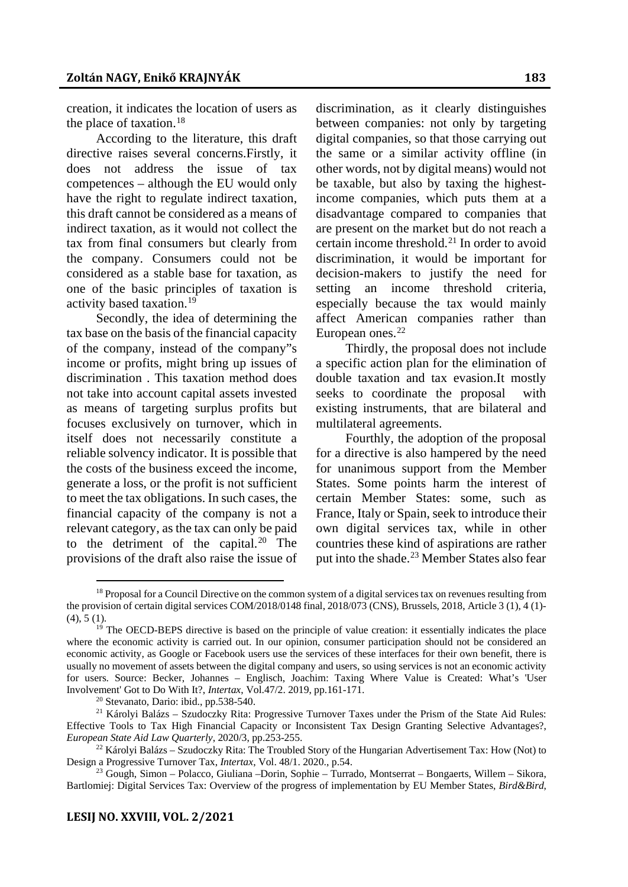creation, it indicates the location of users as the place of taxation.[18]

According to the literature, this draft directive raises several concerns.Firstly, it does not address the issue of tax competences – although the EU would only have the right to regulate indirect taxation, this draft cannot be considered as a means of indirect taxation, as it would not collect the tax from final consumers but clearly from the company. Consumers could not be considered as a stable base for taxation, as one of the basic principles of taxation is activity based taxation.[19]

Secondly, the idea of determining the tax base on the basis of the financial capacity of the company, instead of the company"s income or profits, might bring up issues of discrimination . This taxation method does not take into account capital assets invested as means of targeting surplus profits but focuses exclusively on turnover, which in itself does not necessarily constitute a reliable solvency indicator. It is possible that the costs of the business exceed the income, generate a loss, or the profit is not sufficient to meet the tax obligations. In such cases, the financial capacity of the company is not a relevant category, as the tax can only be paid to the detriment of the capital.[20] The provisions of the draft also raise the issue of discrimination, as it clearly distinguishes between companies: not only by targeting digital companies, so that those carrying out the same or a similar activity offline (in other words, not by digital means) would not be taxable, but also by taxing the highest-income companies, which puts them at a disadvantage compared to companies that are present on the market but do not reach a certain income threshold.[21] In order to avoid discrimination, it would be important for decision-makers to justify the need for setting an income threshold criteria, especially because the tax would mainly affect American companies rather than European ones.[22]

Thirdly, the proposal does not include a specific action plan for the elimination of double taxation and tax evasion.It mostly seeks to coordinate the proposal with existing instruments, that are bilateral and multilateral agreements.

Fourthly, the adoption of the proposal for a directive is also hampered by the need for unanimous support from the Member States. Some points harm the interest of certain Member States: some, such as France, Italy or Spain, seek to introduce their own digital services tax, while in other countries these kind of aspirations are rather put into the shade.[23] Member States also fear

---

[18] Proposal for a Council Directive on the common system of a digital services tax on revenues resulting from the provision of certain digital services COM/2018/0148 final, 2018/073 (CNS), Brussels, 2018, Article 3 (1), 4 (1)-(4), 5 (1).

[19] The OECD-BEPS directive is based on the principle of value creation: it essentially indicates the place where the economic activity is carried out. In our opinion, consumer participation should not be considered an economic activity, as Google or Facebook users use the services of these interfaces for their own benefit, there is usually no movement of assets between the digital company and users, so using services is not an economic activity for users. Source: Becker, Johannes – Englisch, Joachim: Taxing Where Value is Created: What's 'User Involvement' Got to Do With It?, *Intertax*, Vol.47/2. 2019, pp.161-171.

[20] Stevanato, Dario: ibid., pp.538-540.

[21] Károlyi Balázs – Szudoczky Rita: Progressive Turnover Taxes under the Prism of the State Aid Rules: Effective Tools to Tax High Financial Capacity or Inconsistent Tax Design Granting Selective Advantages?, *European State Aid Law Quarterly*, 2020/3, pp.253-255.

[22] Károlyi Balázs – Szudoczky Rita: The Troubled Story of the Hungarian Advertisement Tax: How (Not) to Design a Progressive Turnover Tax, *Intertax*, Vol. 48/1. 2020., p.54.

[23] Gough, Simon – Polacco, Giuliana –Dorin, Sophie – Turrado, Montserrat – Bongaerts, Willem – Sikora, Bartlomiej: Digital Services Tax: Overview of the progress of implementation by EU Member States, *Bird&Bird*,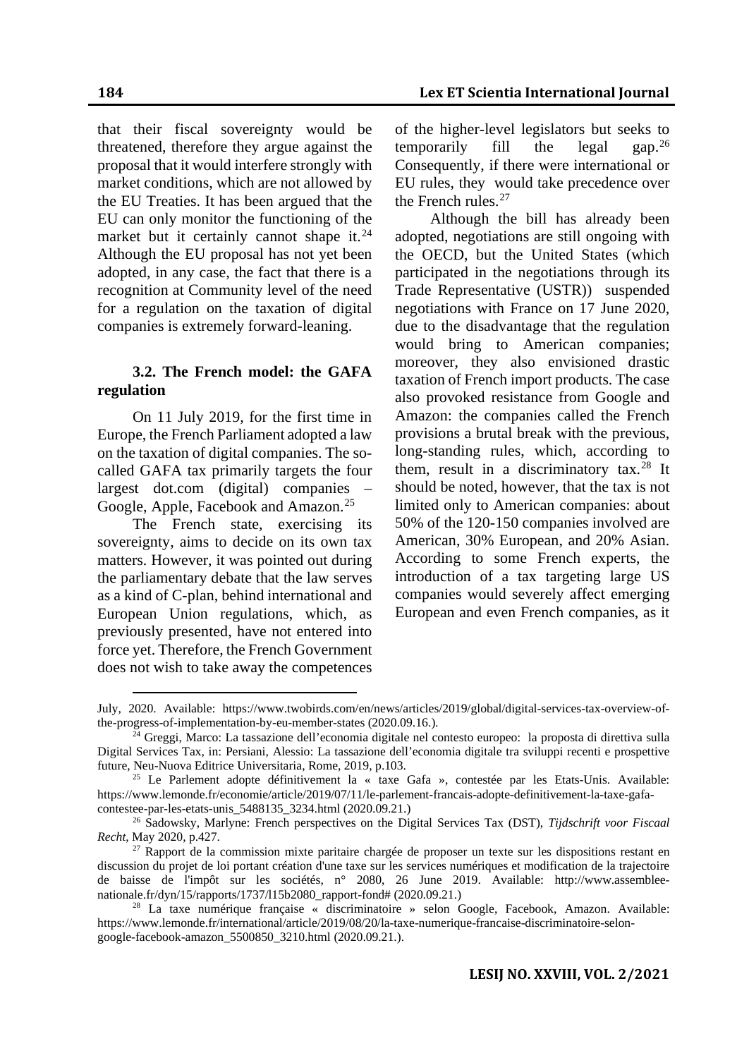that their fiscal sovereignty would be threatened, therefore they argue against the proposal that it would interfere strongly with market conditions, which are not allowed by the EU Treaties. It has been argued that the EU can only monitor the functioning of the market but it certainly cannot shape it.[24] Although the EU proposal has not yet been adopted, in any case, the fact that there is a recognition at Community level of the need for a regulation on the taxation of digital companies is extremely forward-leaning.

### 3.2. The French model: the GAFA regulation

On 11 July 2019, for the first time in Europe, the French Parliament adopted a law on the taxation of digital companies. The so-called GAFA tax primarily targets the four largest dot.com (digital) companies – Google, Apple, Facebook and Amazon.[25]

The French state, exercising its sovereignty, aims to decide on its own tax matters. However, it was pointed out during the parliamentary debate that the law serves as a kind of C-plan, behind international and European Union regulations, which, as previously presented, have not entered into force yet. Therefore, the French Government does not wish to take away the competences of the higher-level legislators but seeks to temporarily fill the legal gap.[26] Consequently, if there were international or EU rules, they would take precedence over the French rules.[27]

Although the bill has already been adopted, negotiations are still ongoing with the OECD, but the United States (which participated in the negotiations through its Trade Representative (USTR)) suspended negotiations with France on 17 June 2020, due to the disadvantage that the regulation would bring to American companies; moreover, they also envisioned drastic taxation of French import products. The case also provoked resistance from Google and Amazon: the companies called the French provisions a brutal break with the previous, long-standing rules, which, according to them, result in a discriminatory tax.[28] It should be noted, however, that the tax is not limited only to American companies: about 50% of the 120-150 companies involved are American, 30% European, and 20% Asian. According to some French experts, the introduction of a tax targeting large US companies would severely affect emerging European and even French companies, as it

---

July, 2020. Available: https://www.twobirds.com/en/news/articles/2019/global/digital-services-tax-overview-of-the-progress-of-implementation-by-eu-member-states (2020.09.16.).

[24] Greggi, Marco: La tassazione dell'economia digitale nel contesto europeo: la proposta di direttiva sulla Digital Services Tax, in: Persiani, Alessio: La tassazione dell'economia digitale tra sviluppi recenti e prospettive future, Neu-Nuova Editrice Universitaria, Rome, 2019, p.103.

[25] Le Parlement adopte définitivement la « taxe Gafa », contestée par les Etats-Unis. Available: https://www.lemonde.fr/economie/article/2019/07/11/le-parlement-francais-adopte-definitivement-la-taxe-gafa-contestee-par-les-etats-unis_5488135_3234.html (2020.09.21.)

[26] Sadowsky, Marlyne: French perspectives on the Digital Services Tax (DST), *Tijdschrift voor Fiscaal Recht*, May 2020, p.427.

[27] Rapport de la commission mixte paritaire chargée de proposer un texte sur les dispositions restant en discussion du projet de loi portant création d'une taxe sur les services numériques et modification de la trajectoire de baisse de l'impôt sur les sociétés, n° 2080, 26 June 2019. Available: http://www.assemblee-nationale.fr/dyn/15/rapports/1737/l15b2080_rapport-fond# (2020.09.21.)

[28] La taxe numérique française « discriminatoire » selon Google, Facebook, Amazon. Available: https://www.lemonde.fr/international/article/2019/08/20/la-taxe-numerique-francaise-discriminatoire-selon-google-facebook-amazon_5500850_3210.html (2020.09.21.).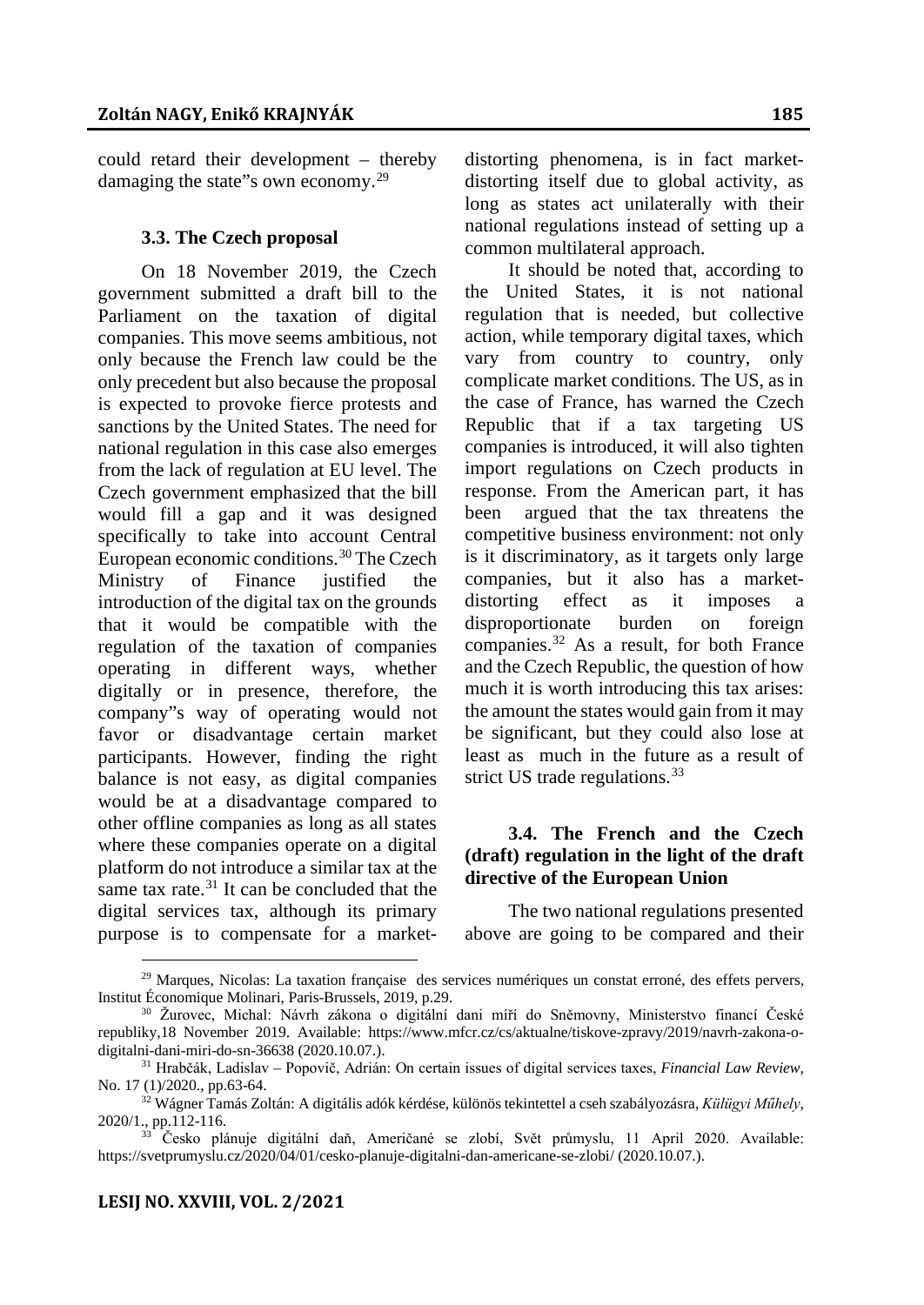could retard their development – thereby damaging the state"s own economy.[29]

### 3.3. The Czech proposal

On 18 November 2019, the Czech government submitted a draft bill to the Parliament on the taxation of digital companies. This move seems ambitious, not only because the French law could be the only precedent but also because the proposal is expected to provoke fierce protests and sanctions by the United States. The need for national regulation in this case also emerges from the lack of regulation at EU level. The Czech government emphasized that the bill would fill a gap and it was designed specifically to take into account Central European economic conditions.[30] The Czech Ministry of Finance justified the introduction of the digital tax on the grounds that it would be compatible with the regulation of the taxation of companies operating in different ways, whether digitally or in presence, therefore, the company"s way of operating would not favor or disadvantage certain market participants. However, finding the right balance is not easy, as digital companies would be at a disadvantage compared to other offline companies as long as all states where these companies operate on a digital platform do not introduce a similar tax at the same tax rate.[31] It can be concluded that the digital services tax, although its primary purpose is to compensate for a market-distorting phenomena, is in fact market-distorting itself due to global activity, as long as states act unilaterally with their national regulations instead of setting up a common multilateral approach.

It should be noted that, according to the United States, it is not national regulation that is needed, but collective action, while temporary digital taxes, which vary from country to country, only complicate market conditions. The US, as in the case of France, has warned the Czech Republic that if a tax targeting US companies is introduced, it will also tighten import regulations on Czech products in response. From the American part, it has been argued that the tax threatens the competitive business environment: not only is it discriminatory, as it targets only large companies, but it also has a market-distorting effect as it imposes a disproportionate burden on foreign companies.[32] As a result, for both France and the Czech Republic, the question of how much it is worth introducing this tax arises: the amount the states would gain from it may be significant, but they could also lose at least as much in the future as a result of strict US trade regulations.[33]

### 3.4. The French and the Czech (draft) regulation in the light of the draft directive of the European Union

The two national regulations presented above are going to be compared and their

---

[29] Marques, Nicolas: La taxation française des services numériques un constat erroné, des effets pervers, Institut Économique Molinari, Paris-Brussels, 2019, p.29.

[30] Žurovec, Michal: Návrh zákona o digitální dani míří do Sněmovny, Ministerstvo financí České republiky,18 November 2019. Available: https://www.mfcr.cz/cs/aktualne/tiskove-zpravy/2019/navrh-zakona-o-digitalni-dani-miri-do-sn-36638 (2020.10.07.).

[31] Hrabčák, Ladislav – Popovič, Adrián: On certain issues of digital services taxes, *Financial Law Review*, No. 17 (1)/2020., pp.63-64.

[32] Wágner Tamás Zoltán: A digitális adók kérdése, különös tekintettel a cseh szabályozásra, *Külügyi Műhely*, 2020/1., pp.112-116.

[33] Česko plánuje digitální daň, Američané se zlobí, Svět průmyslu, 11 April 2020. Available: https://svetprumyslu.cz/2020/04/01/cesko-planuje-digitalni-dan-americane-se-zlobi/ (2020.10.07.).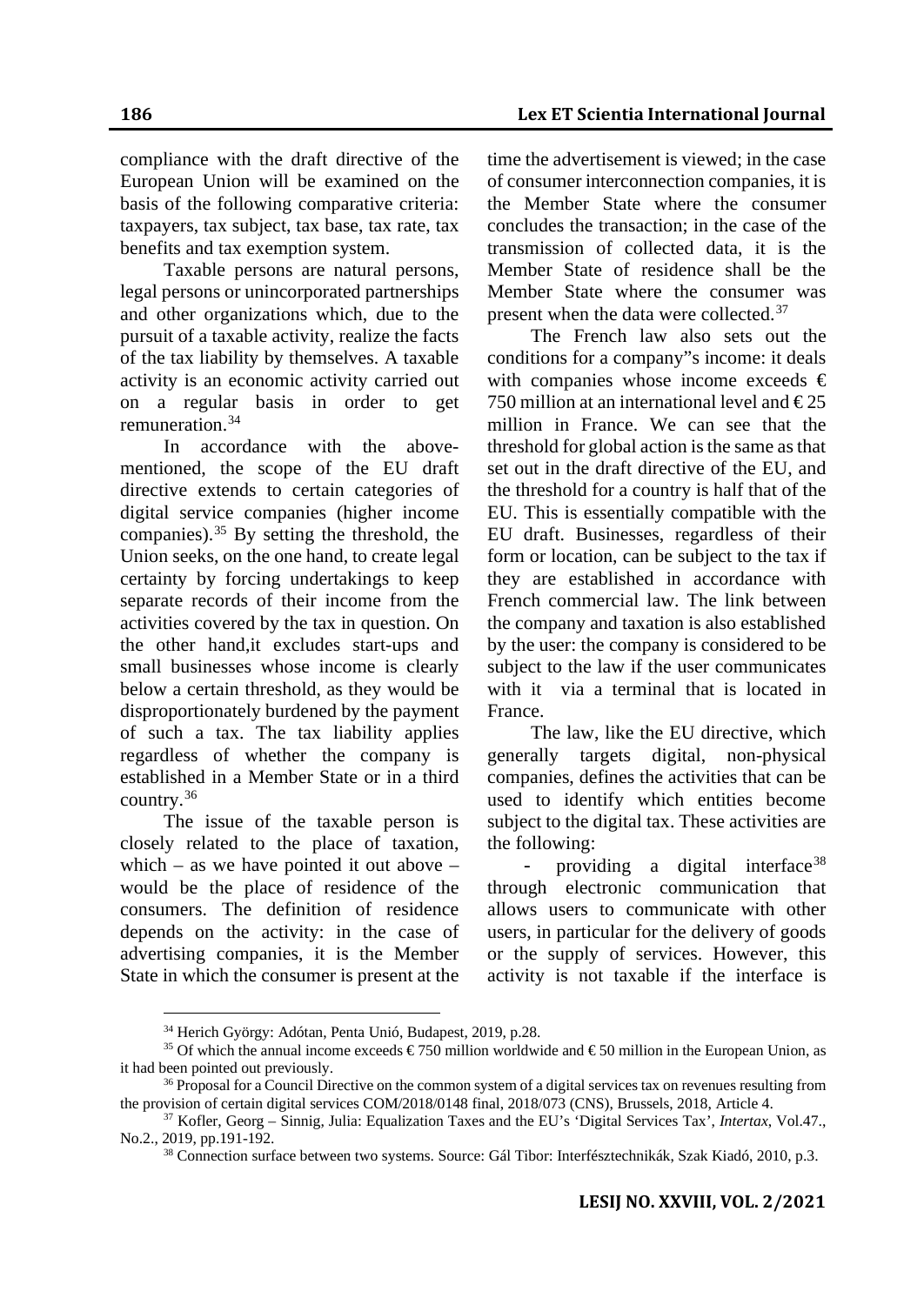compliance with the draft directive of the European Union will be examined on the basis of the following comparative criteria: taxpayers, tax subject, tax base, tax rate, tax benefits and tax exemption system.

Taxable persons are natural persons, legal persons or unincorporated partnerships and other organizations which, due to the pursuit of a taxable activity, realize the facts of the tax liability by themselves. A taxable activity is an economic activity carried out on a regular basis in order to get remuneration.[34]

In accordance with the above-mentioned, the scope of the EU draft directive extends to certain categories of digital service companies (higher income companies).[35] By setting the threshold, the Union seeks, on the one hand, to create legal certainty by forcing undertakings to keep separate records of their income from the activities covered by the tax in question. On the other hand,it excludes start-ups and small businesses whose income is clearly below a certain threshold, as they would be disproportionately burdened by the payment of such a tax. The tax liability applies regardless of whether the company is established in a Member State or in a third country.[36]

The issue of the taxable person is closely related to the place of taxation, which – as we have pointed it out above – would be the place of residence of the consumers. The definition of residence depends on the activity: in the case of advertising companies, it is the Member State in which the consumer is present at the time the advertisement is viewed; in the case of consumer interconnection companies, it is the Member State where the consumer concludes the transaction; in the case of the transmission of collected data, it is the Member State of residence shall be the Member State where the consumer was present when the data were collected.[37]

The French law also sets out the conditions for a company"s income: it deals with companies whose income exceeds € 750 million at an international level and € 25 million in France. We can see that the threshold for global action is the same as that set out in the draft directive of the EU, and the threshold for a country is half that of the EU. This is essentially compatible with the EU draft. Businesses, regardless of their form or location, can be subject to the tax if they are established in accordance with French commercial law. The link between the company and taxation is also established by the user: the company is considered to be subject to the law if the user communicates with it via a terminal that is located in France.

The law, like the EU directive, which generally targets digital, non-physical companies, defines the activities that can be used to identify which entities become subject to the digital tax. These activities are the following:

- providing a digital interface[38] through electronic communication that allows users to communicate with other users, in particular for the delivery of goods or the supply of services. However, this activity is not taxable if the interface is

---

[34] Herich György: Adótan, Penta Unió, Budapest, 2019, p.28.

[35] Of which the annual income exceeds € 750 million worldwide and € 50 million in the European Union, as it had been pointed out previously.

[36] Proposal for a Council Directive on the common system of a digital services tax on revenues resulting from the provision of certain digital services COM/2018/0148 final, 2018/073 (CNS), Brussels, 2018, Article 4.

[37] Kofler, Georg – Sinnig, Julia: Equalization Taxes and the EU's 'Digital Services Tax', *Intertax*, Vol.47., No.2., 2019, pp.191-192.

[38] Connection surface between two systems. Source: Gál Tibor: Interfésztechnikák, Szak Kiadó, 2010, p.3.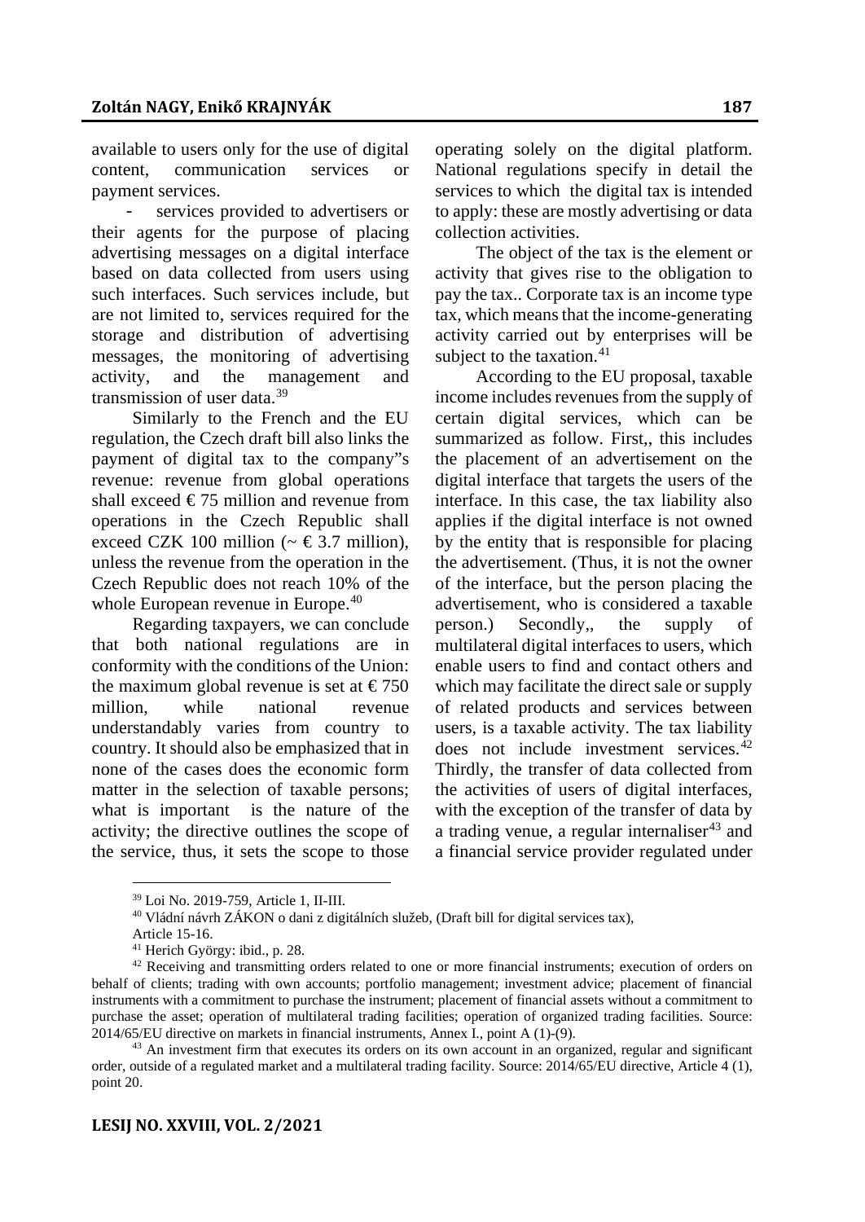available to users only for the use of digital content, communication services or payment services.

- services provided to advertisers or their agents for the purpose of placing advertising messages on a digital interface based on data collected from users using such interfaces. Such services include, but are not limited to, services required for the storage and distribution of advertising messages, the monitoring of advertising activity, and the management and transmission of user data.[39]

Similarly to the French and the EU regulation, the Czech draft bill also links the payment of digital tax to the company"s revenue: revenue from global operations shall exceed € 75 million and revenue from operations in the Czech Republic shall exceed CZK 100 million (~ € 3.7 million), unless the revenue from the operation in the Czech Republic does not reach 10% of the whole European revenue in Europe.[40]

Regarding taxpayers, we can conclude that both national regulations are in conformity with the conditions of the Union: the maximum global revenue is set at € 750 million, while national revenue understandably varies from country to country. It should also be emphasized that in none of the cases does the economic form matter in the selection of taxable persons; what is important is the nature of the activity; the directive outlines the scope of the service, thus, it sets the scope to those operating solely on the digital platform. National regulations specify in detail the services to which the digital tax is intended to apply: these are mostly advertising or data collection activities.

The object of the tax is the element or activity that gives rise to the obligation to pay the tax.. Corporate tax is an income type tax, which means that the income-generating activity carried out by enterprises will be subject to the taxation.[41]

According to the EU proposal, taxable income includes revenues from the supply of certain digital services, which can be summarized as follow. First,, this includes the placement of an advertisement on the digital interface that targets the users of the interface. In this case, the tax liability also applies if the digital interface is not owned by the entity that is responsible for placing the advertisement. (Thus, it is not the owner of the interface, but the person placing the advertisement, who is considered a taxable person.) Secondly,, the supply of multilateral digital interfaces to users, which enable users to find and contact others and which may facilitate the direct sale or supply of related products and services between users, is a taxable activity. The tax liability does not include investment services.[42] Thirdly, the transfer of data collected from the activities of users of digital interfaces, with the exception of the transfer of data by a trading venue, a regular internaliser[43] and a financial service provider regulated under

[39] Loi No. 2019-759, Article 1, II-III.

[40] Vládní návrh ZÁKON o dani z digitálních služeb, (Draft bill for digital services tax), Article 15-16.

[41] Herich György: ibid., p. 28.

[42] Receiving and transmitting orders related to one or more financial instruments; execution of orders on behalf of clients; trading with own accounts; portfolio management; investment advice; placement of financial instruments with a commitment to purchase the instrument; placement of financial assets without a commitment to purchase the asset; operation of multilateral trading facilities; operation of organized trading facilities. Source: 2014/65/EU directive on markets in financial instruments, Annex I., point A (1)-(9).

[43] An investment firm that executes its orders on its own account in an organized, regular and significant order, outside of a regulated market and a multilateral trading facility. Source: 2014/65/EU directive, Article 4 (1), point 20.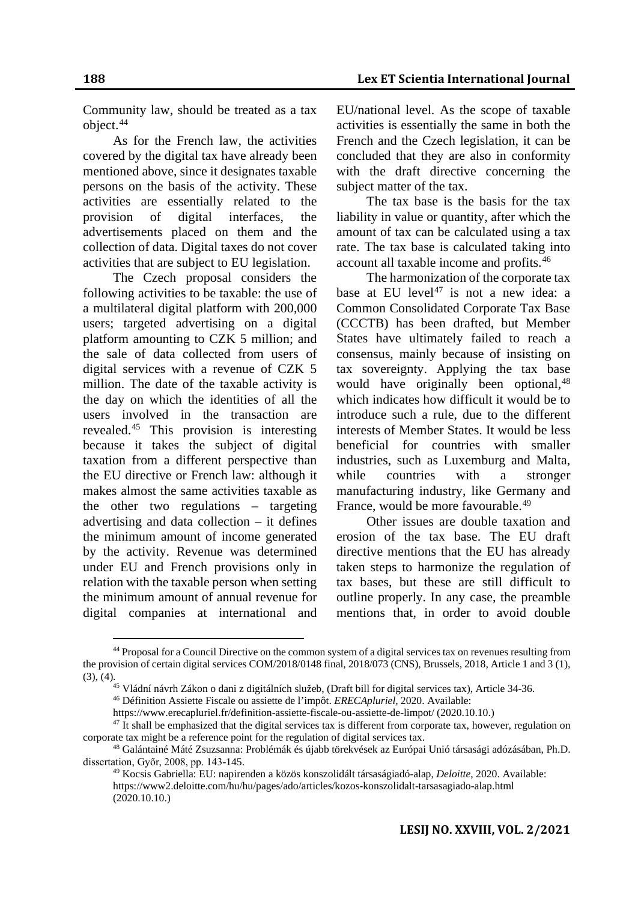Community law, should be treated as a tax object.[44]

As for the French law, the activities covered by the digital tax have already been mentioned above, since it designates taxable persons on the basis of the activity. These activities are essentially related to the provision of digital interfaces, the advertisements placed on them and the collection of data. Digital taxes do not cover activities that are subject to EU legislation.

The Czech proposal considers the following activities to be taxable: the use of a multilateral digital platform with 200,000 users; targeted advertising on a digital platform amounting to CZK 5 million; and the sale of data collected from users of digital services with a revenue of CZK 5 million. The date of the taxable activity is the day on which the identities of all the users involved in the transaction are revealed.[45] This provision is interesting because it takes the subject of digital taxation from a different perspective than the EU directive or French law: although it makes almost the same activities taxable as the other two regulations – targeting advertising and data collection – it defines the minimum amount of income generated by the activity. Revenue was determined under EU and French provisions only in relation with the taxable person when setting the minimum amount of annual revenue for digital companies at international and EU/national level. As the scope of taxable activities is essentially the same in both the French and the Czech legislation, it can be concluded that they are also in conformity with the draft directive concerning the subject matter of the tax.

The tax base is the basis for the tax liability in value or quantity, after which the amount of tax can be calculated using a tax rate. The tax base is calculated taking into account all taxable income and profits.[46]

The harmonization of the corporate tax base at EU level[47] is not a new idea: a Common Consolidated Corporate Tax Base (CCCTB) has been drafted, but Member States have ultimately failed to reach a consensus, mainly because of insisting on tax sovereignty. Applying the tax base would have originally been optional,[48] which indicates how difficult it would be to introduce such a rule, due to the different interests of Member States. It would be less beneficial for countries with smaller industries, such as Luxemburg and Malta, while countries with a stronger manufacturing industry, like Germany and France, would be more favourable.[49]

Other issues are double taxation and erosion of the tax base. The EU draft directive mentions that the EU has already taken steps to harmonize the regulation of tax bases, but these are still difficult to outline properly. In any case, the preamble mentions that, in order to avoid double

---

[44] Proposal for a Council Directive on the common system of a digital services tax on revenues resulting from the provision of certain digital services COM/2018/0148 final, 2018/073 (CNS), Brussels, 2018, Article 1 and 3 (1), (3), (4).

[45] Vládní návrh Zákon o dani z digitálních služeb, (Draft bill for digital services tax), Article 34-36.

[46] Définition Assiette Fiscale ou assiette de l'impôt. *ERECApluriel*, 2020. Available: https://www.erecapluriel.fr/definition-assiette-fiscale-ou-assiette-de-limpot/ (2020.10.10.)

[47] It shall be emphasized that the digital services tax is different from corporate tax, however, regulation on corporate tax might be a reference point for the regulation of digital services tax.

[48] Galántainé Máté Zsuzsanna: Problémák és újabb törekvések az Európai Unió társasági adózásában, Ph.D. dissertation, Győr, 2008, pp. 143-145.

[49] Kocsis Gabriella: EU: napirenden a közös konszolidált társaságiadó-alap, *Deloitte*, 2020. Available: https://www2.deloitte.com/hu/hu/pages/ado/articles/kozos-konszolidalt-tarsasagiado-alap.html (2020.10.10.)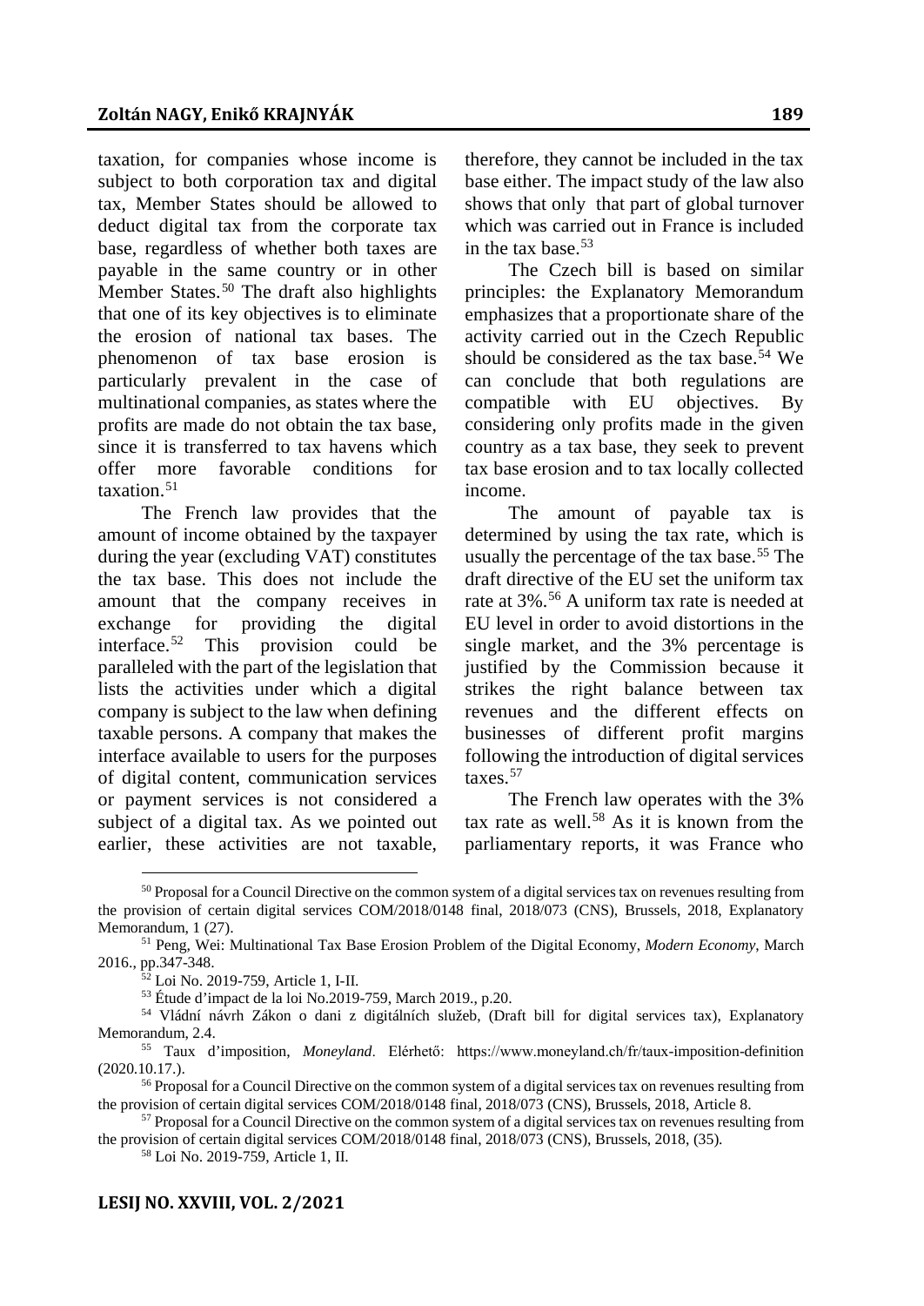taxation, for companies whose income is subject to both corporation tax and digital tax, Member States should be allowed to deduct digital tax from the corporate tax base, regardless of whether both taxes are payable in the same country or in other Member States.[50] The draft also highlights that one of its key objectives is to eliminate the erosion of national tax bases. The phenomenon of tax base erosion is particularly prevalent in the case of multinational companies, as states where the profits are made do not obtain the tax base, since it is transferred to tax havens which offer more favorable conditions for taxation.[51]

The French law provides that the amount of income obtained by the taxpayer during the year (excluding VAT) constitutes the tax base. This does not include the amount that the company receives in exchange for providing the digital interface.[52] This provision could be paralleled with the part of the legislation that lists the activities under which a digital company is subject to the law when defining taxable persons. A company that makes the interface available to users for the purposes of digital content, communication services or payment services is not considered a subject of a digital tax. As we pointed out earlier, these activities are not taxable, therefore, they cannot be included in the tax base either. The impact study of the law also shows that only that part of global turnover which was carried out in France is included in the tax base.[53]

The Czech bill is based on similar principles: the Explanatory Memorandum emphasizes that a proportionate share of the activity carried out in the Czech Republic should be considered as the tax base.[54] We can conclude that both regulations are compatible with EU objectives. By considering only profits made in the given country as a tax base, they seek to prevent tax base erosion and to tax locally collected income.

The amount of payable tax is determined by using the tax rate, which is usually the percentage of the tax base.[55] The draft directive of the EU set the uniform tax rate at 3%.[56] A uniform tax rate is needed at EU level in order to avoid distortions in the single market, and the 3% percentage is justified by the Commission because it strikes the right balance between tax revenues and the different effects on businesses of different profit margins following the introduction of digital services taxes.[57]

The French law operates with the 3% tax rate as well.[58] As it is known from the parliamentary reports, it was France who

---

[50] Proposal for a Council Directive on the common system of a digital services tax on revenues resulting from the provision of certain digital services COM/2018/0148 final, 2018/073 (CNS), Brussels, 2018, Explanatory Memorandum, 1 (27).

[51] Peng, Wei: Multinational Tax Base Erosion Problem of the Digital Economy, *Modern Economy*, March 2016., pp.347-348.

[52] Loi No. 2019-759, Article 1, I-II.

[53] Étude d'impact de la loi No.2019-759, March 2019., p.20.

[54] Vládní návrh Zákon o dani z digitálních služeb, (Draft bill for digital services tax), Explanatory Memorandum, 2.4.

[55] Taux d'imposition, *Moneyland*. Elérhető: https://www.moneyland.ch/fr/taux-imposition-definition (2020.10.17.).

[56] Proposal for a Council Directive on the common system of a digital services tax on revenues resulting from the provision of certain digital services COM/2018/0148 final, 2018/073 (CNS), Brussels, 2018, Article 8.

[57] Proposal for a Council Directive on the common system of a digital services tax on revenues resulting from the provision of certain digital services COM/2018/0148 final, 2018/073 (CNS), Brussels, 2018, (35).

[58] Loi No. 2019-759, Article 1, II.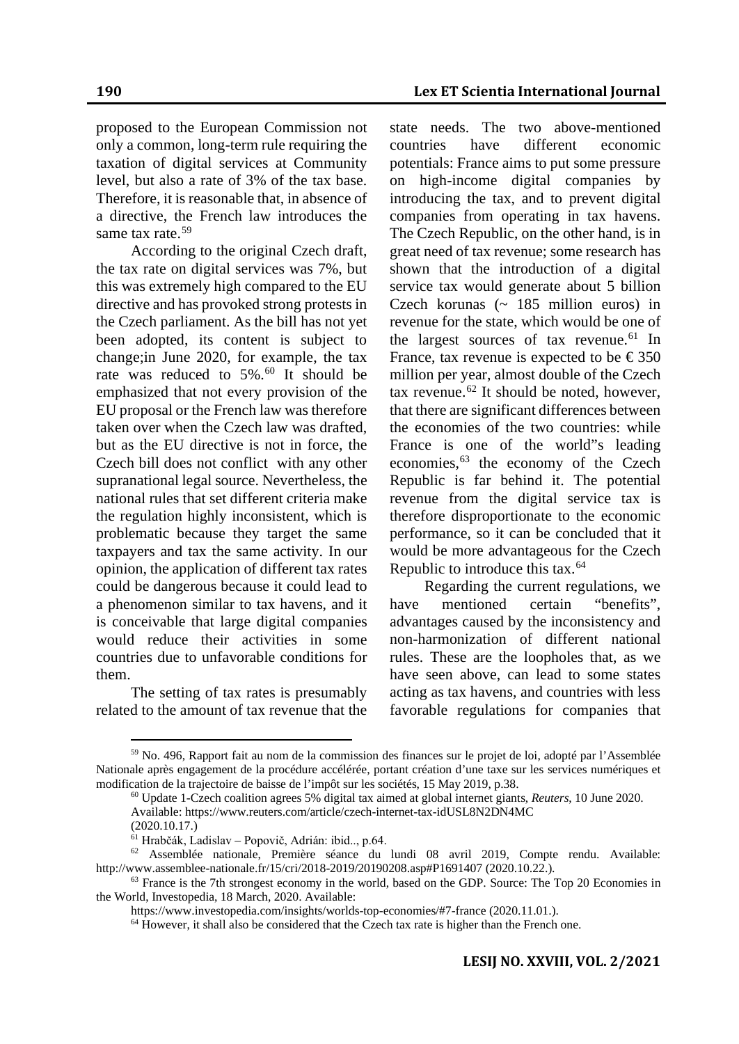proposed to the European Commission not only a common, long-term rule requiring the taxation of digital services at Community level, but also a rate of 3% of the tax base. Therefore, it is reasonable that, in absence of a directive, the French law introduces the same tax rate.[59]

According to the original Czech draft, the tax rate on digital services was 7%, but this was extremely high compared to the EU directive and has provoked strong protests in the Czech parliament. As the bill has not yet been adopted, its content is subject to change;in June 2020, for example, the tax rate was reduced to 5%.[60] It should be emphasized that not every provision of the EU proposal or the French law was therefore taken over when the Czech law was drafted, but as the EU directive is not in force, the Czech bill does not conflict with any other supranational legal source. Nevertheless, the national rules that set different criteria make the regulation highly inconsistent, which is problematic because they target the same taxpayers and tax the same activity. In our opinion, the application of different tax rates could be dangerous because it could lead to a phenomenon similar to tax havens, and it is conceivable that large digital companies would reduce their activities in some countries due to unfavorable conditions for them.

The setting of tax rates is presumably related to the amount of tax revenue that the state needs. The two above-mentioned countries have different economic potentials: France aims to put some pressure on high-income digital companies by introducing the tax, and to prevent digital companies from operating in tax havens. The Czech Republic, on the other hand, is in great need of tax revenue; some research has shown that the introduction of a digital service tax would generate about 5 billion Czech korunas (~ 185 million euros) in revenue for the state, which would be one of the largest sources of tax revenue.[61] In France, tax revenue is expected to be € 350 million per year, almost double of the Czech tax revenue.[62] It should be noted, however, that there are significant differences between the economies of the two countries: while France is one of the world"s leading economies,[63] the economy of the Czech Republic is far behind it. The potential revenue from the digital service tax is therefore disproportionate to the economic performance, so it can be concluded that it would be more advantageous for the Czech Republic to introduce this tax.[64]

Regarding the current regulations, we have mentioned certain "benefits", advantages caused by the inconsistency and non-harmonization of different national rules. These are the loopholes that, as we have seen above, can lead to some states acting as tax havens, and countries with less favorable regulations for companies that

---

[59] No. 496, Rapport fait au nom de la commission des finances sur le projet de loi, adopté par l'Assemblée Nationale après engagement de la procédure accélérée, portant création d'une taxe sur les services numériques et modification de la trajectoire de baisse de l'impôt sur les sociétés, 15 May 2019, p.38.

[60] Update 1-Czech coalition agrees 5% digital tax aimed at global internet giants, *Reuters*, 10 June 2020. Available: https://www.reuters.com/article/czech-internet-tax-idUSL8N2DN4MC (2020.10.17.)

[61] Hrabčák, Ladislav – Popovič, Adrián: ibid.., p.64.

[62] Assemblée nationale, Première séance du lundi 08 avril 2019, Compte rendu. Available: http://www.assemblee-nationale.fr/15/cri/2018-2019/20190208.asp#P1691407 (2020.10.22.).

[63] France is the 7th strongest economy in the world, based on the GDP. Source: The Top 20 Economies in the World, Investopedia, 18 March, 2020. Available: https://www.investopedia.com/insights/worlds-top-economies/#7-france (2020.11.01.).

[64] However, it shall also be considered that the Czech tax rate is higher than the French one.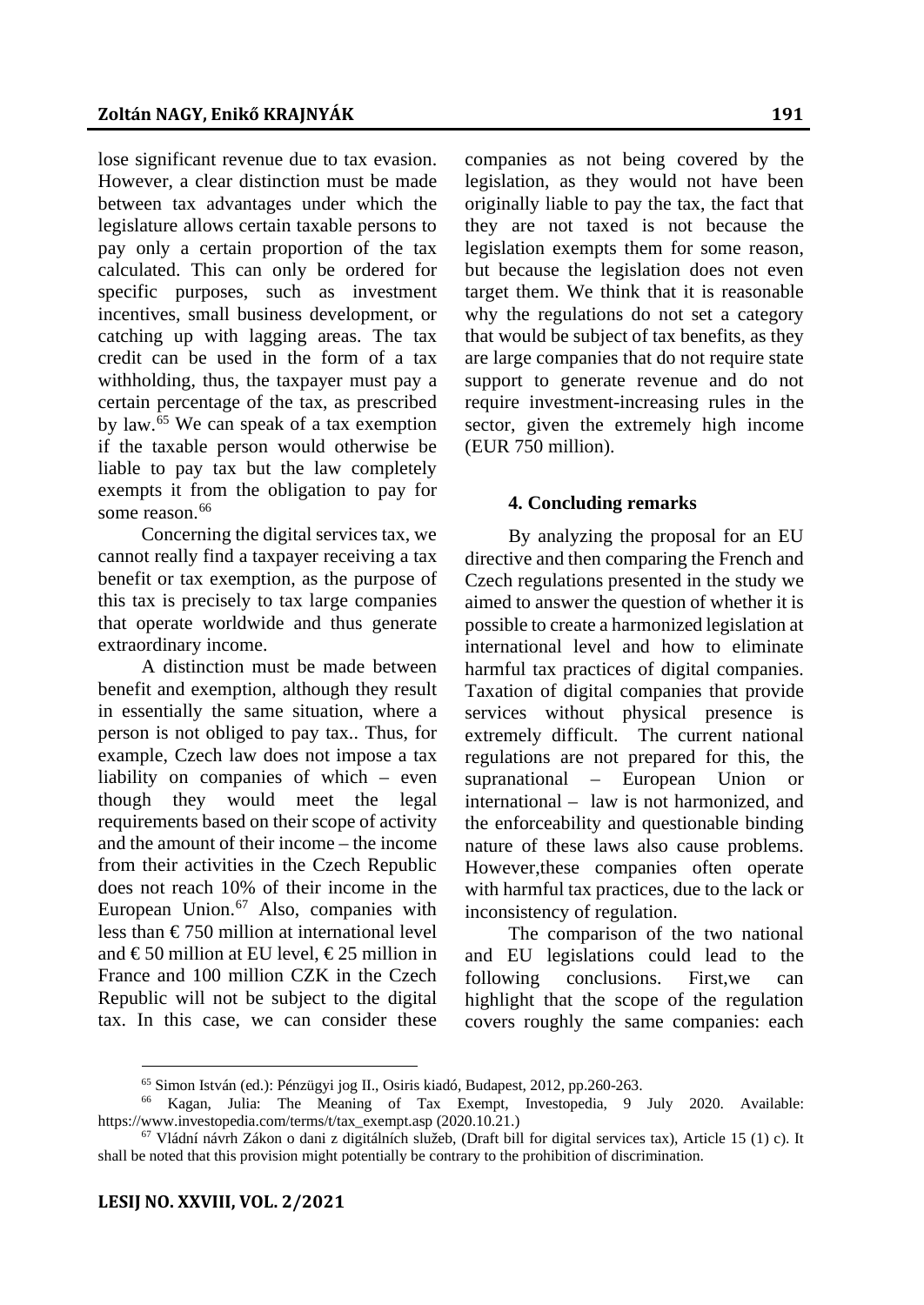lose significant revenue due to tax evasion. However, a clear distinction must be made between tax advantages under which the legislature allows certain taxable persons to pay only a certain proportion of the tax calculated. This can only be ordered for specific purposes, such as investment incentives, small business development, or catching up with lagging areas. The tax credit can be used in the form of a tax withholding, thus, the taxpayer must pay a certain percentage of the tax, as prescribed by law.[65] We can speak of a tax exemption if the taxable person would otherwise be liable to pay tax but the law completely exempts it from the obligation to pay for some reason.[66]

Concerning the digital services tax, we cannot really find a taxpayer receiving a tax benefit or tax exemption, as the purpose of this tax is precisely to tax large companies that operate worldwide and thus generate extraordinary income.

A distinction must be made between benefit and exemption, although they result in essentially the same situation, where a person is not obliged to pay tax.. Thus, for example, Czech law does not impose a tax liability on companies of which – even though they would meet the legal requirements based on their scope of activity and the amount of their income – the income from their activities in the Czech Republic does not reach 10% of their income in the European Union.[67] Also, companies with less than € 750 million at international level and € 50 million at EU level, € 25 million in France and 100 million CZK in the Czech Republic will not be subject to the digital tax. In this case, we can consider these companies as not being covered by the legislation, as they would not have been originally liable to pay the tax, the fact that they are not taxed is not because the legislation exempts them for some reason, but because the legislation does not even target them. We think that it is reasonable why the regulations do not set a category that would be subject of tax benefits, as they are large companies that do not require state support to generate revenue and do not require investment-increasing rules in the sector, given the extremely high income (EUR 750 million).

#### 4. Concluding remarks

By analyzing the proposal for an EU directive and then comparing the French and Czech regulations presented in the study we aimed to answer the question of whether it is possible to create a harmonized legislation at international level and how to eliminate harmful tax practices of digital companies. Taxation of digital companies that provide services without physical presence is extremely difficult. The current national regulations are not prepared for this, the supranational – European Union or international – law is not harmonized, and the enforceability and questionable binding nature of these laws also cause problems. However,these companies often operate with harmful tax practices, due to the lack or inconsistency of regulation.

The comparison of the two national and EU legislations could lead to the following conclusions. First,we can highlight that the scope of the regulation covers roughly the same companies: each

---

[65] Simon István (ed.): Pénzügyi jog II., Osiris kiadó, Budapest, 2012, pp.260-263.

[66] Kagan, Julia: The Meaning of Tax Exempt, Investopedia, 9 July 2020. Available: https://www.investopedia.com/terms/t/tax_exempt.asp (2020.10.21.)

[67] Vládní návrh Zákon o dani z digitálních služeb, (Draft bill for digital services tax), Article 15 (1) c). It shall be noted that this provision might potentially be contrary to the prohibition of discrimination.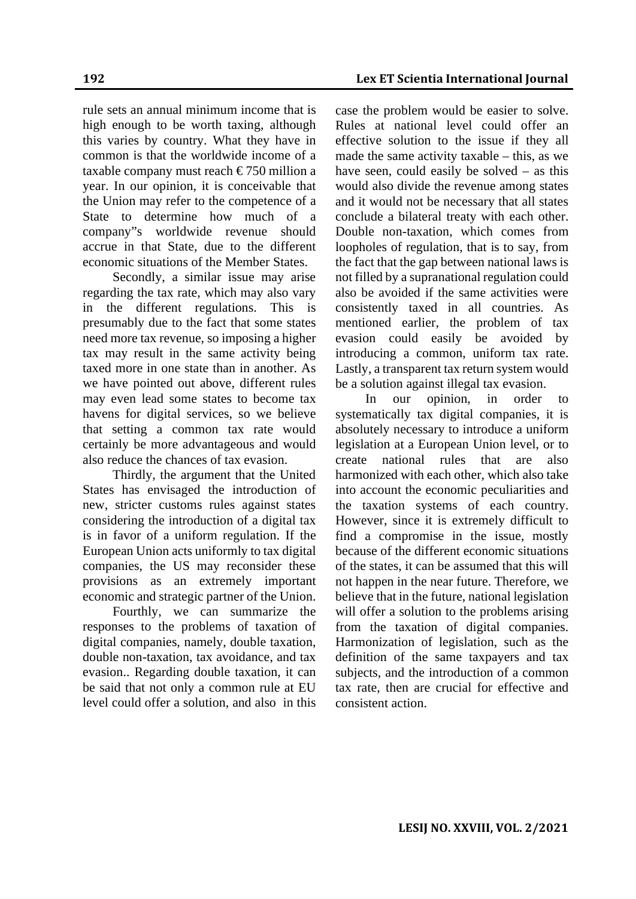rule sets an annual minimum income that is high enough to be worth taxing, although this varies by country. What they have in common is that the worldwide income of a taxable company must reach € 750 million a year. In our opinion, it is conceivable that the Union may refer to the competence of a State to determine how much of a company"s worldwide revenue should accrue in that State, due to the different economic situations of the Member States.

Secondly, a similar issue may arise regarding the tax rate, which may also vary in the different regulations. This is presumably due to the fact that some states need more tax revenue, so imposing a higher tax may result in the same activity being taxed more in one state than in another. As we have pointed out above, different rules may even lead some states to become tax havens for digital services, so we believe that setting a common tax rate would certainly be more advantageous and would also reduce the chances of tax evasion.

Thirdly, the argument that the United States has envisaged the introduction of new, stricter customs rules against states considering the introduction of a digital tax is in favor of a uniform regulation. If the European Union acts uniformly to tax digital companies, the US may reconsider these provisions as an extremely important economic and strategic partner of the Union.

Fourthly, we can summarize the responses to the problems of taxation of digital companies, namely, double taxation, double non-taxation, tax avoidance, and tax evasion.. Regarding double taxation, it can be said that not only a common rule at EU level could offer a solution, and also in this case the problem would be easier to solve. Rules at national level could offer an effective solution to the issue if they all made the same activity taxable – this, as we have seen, could easily be solved – as this would also divide the revenue among states and it would not be necessary that all states conclude a bilateral treaty with each other. Double non-taxation, which comes from loopholes of regulation, that is to say, from the fact that the gap between national laws is not filled by a supranational regulation could also be avoided if the same activities were consistently taxed in all countries. As mentioned earlier, the problem of tax evasion could easily be avoided by introducing a common, uniform tax rate. Lastly, a transparent tax return system would be a solution against illegal tax evasion.

In our opinion, in order to systematically tax digital companies, it is absolutely necessary to introduce a uniform legislation at a European Union level, or to create national rules that are also harmonized with each other, which also take into account the economic peculiarities and the taxation systems of each country. However, since it is extremely difficult to find a compromise in the issue, mostly because of the different economic situations of the states, it can be assumed that this will not happen in the near future. Therefore, we believe that in the future, national legislation will offer a solution to the problems arising from the taxation of digital companies. Harmonization of legislation, such as the definition of the same taxpayers and tax subjects, and the introduction of a common tax rate, then are crucial for effective and consistent action.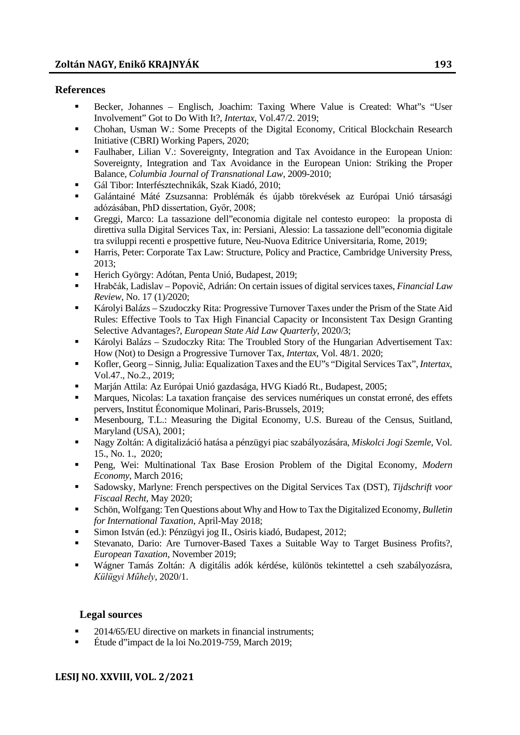## References

- Becker, Johannes – Englisch, Joachim: Taxing Where Value is Created: What"s "User Involvement" Got to Do With It?, *Intertax*, Vol.47/2. 2019;
- Chohan, Usman W.: Some Precepts of the Digital Economy, Critical Blockchain Research Initiative (CBRI) Working Papers, 2020;
- Faulhaber, Lilian V.: Sovereignty, Integration and Tax Avoidance in the European Union: Sovereignty, Integration and Tax Avoidance in the European Union: Striking the Proper Balance, *Columbia Journal of Transnational Law*, 2009-2010;
- Gál Tibor: Interfésztechnikák, Szak Kiadó, 2010;
- Galántainé Máté Zsuzsanna: Problémák és újabb törekvések az Európai Unió társasági adózásában, PhD dissertation, Győr, 2008;
- Greggi, Marco: La tassazione dell"economia digitale nel contesto europeo: la proposta di direttiva sulla Digital Services Tax, in: Persiani, Alessio: La tassazione dell"economia digitale tra sviluppi recenti e prospettive future, Neu-Nuova Editrice Universitaria, Rome, 2019;
- Harris, Peter: Corporate Tax Law: Structure, Policy and Practice, Cambridge University Press, 2013;
- Herich György: Adótan, Penta Unió, Budapest, 2019;
- Hrabčák, Ladislav – Popovič, Adrián: On certain issues of digital services taxes, *Financial Law Review*, No. 17 (1)/2020;
- Károlyi Balázs – Szudoczky Rita: Progressive Turnover Taxes under the Prism of the State Aid Rules: Effective Tools to Tax High Financial Capacity or Inconsistent Tax Design Granting Selective Advantages?, *European State Aid Law Quarterly*, 2020/3;
- Károlyi Balázs – Szudoczky Rita: The Troubled Story of the Hungarian Advertisement Tax: How (Not) to Design a Progressive Turnover Tax, *Intertax*, Vol. 48/1. 2020;
- Kofler, Georg – Sinnig, Julia: Equalization Taxes and the EU"s "Digital Services Tax", *Intertax*, Vol.47., No.2., 2019;
- Marján Attila: Az Európai Unió gazdasága, HVG Kiadó Rt., Budapest, 2005;
- Marques, Nicolas: La taxation française des services numériques un constat erroné, des effets pervers, Institut Économique Molinari, Paris-Brussels, 2019;
- Mesenbourg, T.L.: Measuring the Digital Economy, U.S. Bureau of the Census, Suitland, Maryland (USA), 2001;
- Nagy Zoltán: A digitalizáció hatása a pénzügyi piac szabályozására, *Miskolci Jogi Szemle*, Vol. 15., No. 1., 2020;
- Peng, Wei: Multinational Tax Base Erosion Problem of the Digital Economy, *Modern Economy*, March 2016;
- Sadowsky, Marlyne: French perspectives on the Digital Services Tax (DST), *Tijdschrift voor Fiscaal Recht*, May 2020;
- Schön, Wolfgang: Ten Questions about Why and How to Tax the Digitalized Economy, *Bulletin for International Taxation*, April-May 2018;
- Simon István (ed.): Pénzügyi jog II., Osiris kiadó, Budapest, 2012;
- Stevanato, Dario: Are Turnover-Based Taxes a Suitable Way to Target Business Profits?, *European Taxation*, November 2019;
- Wágner Tamás Zoltán: A digitális adók kérdése, különös tekintettel a cseh szabályozásra, *Külügyi Műhely*, 2020/1.

## Legal sources

- 2014/65/EU directive on markets in financial instruments;
- Étude d"impact de la loi No.2019-759, March 2019;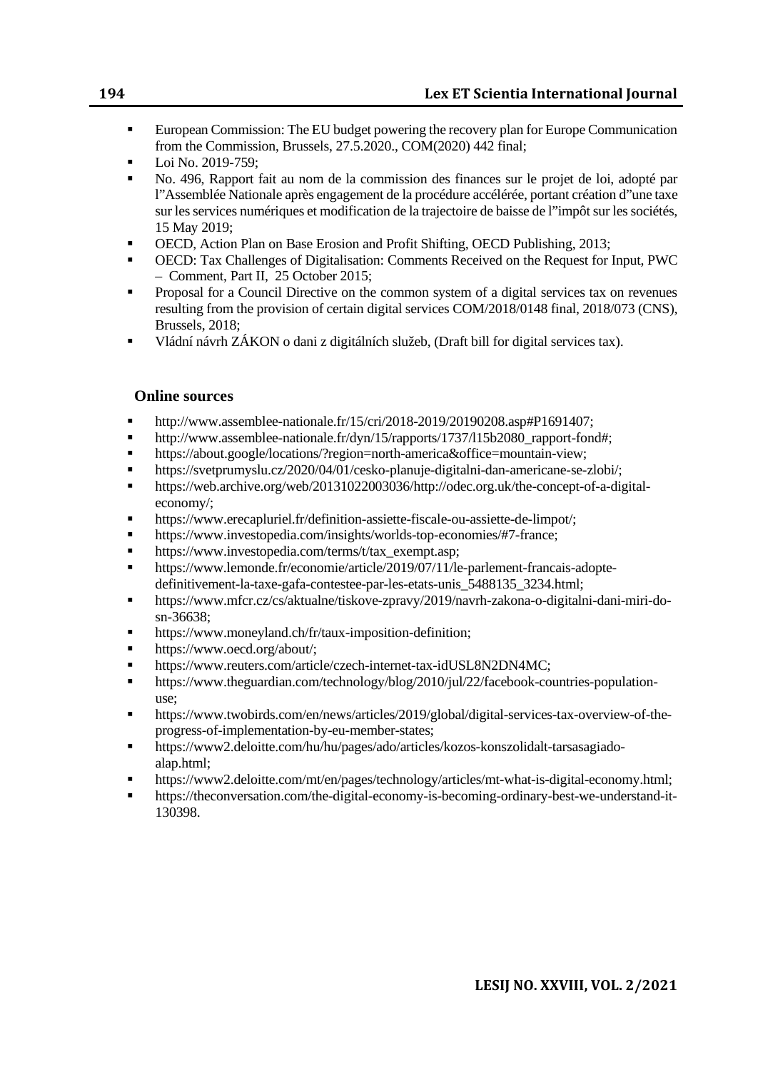- European Commission: The EU budget powering the recovery plan for Europe Communication from the Commission, Brussels, 27.5.2020., COM(2020) 442 final;
- Loi No. 2019-759;
- No. 496, Rapport fait au nom de la commission des finances sur le projet de loi, adopté par l"Assemblée Nationale après engagement de la procédure accélérée, portant création d"une taxe sur les services numériques et modification de la trajectoire de baisse de l"impôt sur les sociétés, 15 May 2019;
- OECD, Action Plan on Base Erosion and Profit Shifting, OECD Publishing, 2013;
- OECD: Tax Challenges of Digitalisation: Comments Received on the Request for Input, PWC – Comment, Part II, 25 October 2015;
- Proposal for a Council Directive on the common system of a digital services tax on revenues resulting from the provision of certain digital services COM/2018/0148 final, 2018/073 (CNS), Brussels, 2018;
- Vládní návrh ZÁKON o dani z digitálních služeb, (Draft bill for digital services tax).

## Online sources

- http://www.assemblee-nationale.fr/15/cri/2018-2019/20190208.asp#P1691407;
- http://www.assemblee-nationale.fr/dyn/15/rapports/1737/l15b2080_rapport-fond#;
- https://about.google/locations/?region=north-america&office=mountain-view;
- https://svetprumyslu.cz/2020/04/01/cesko-planuje-digitalni-dan-americane-se-zlobi/;
- https://web.archive.org/web/20131022003036/http://odec.org.uk/the-concept-of-a-digital-economy/;
- https://www.erecapluriel.fr/definition-assiette-fiscale-ou-assiette-de-limpot/;
- https://www.investopedia.com/insights/worlds-top-economies/#7-france;
- https://www.investopedia.com/terms/t/tax_exempt.asp;
- https://www.lemonde.fr/economie/article/2019/07/11/le-parlement-francais-adopte-definitivement-la-taxe-gafa-contestee-par-les-etats-unis_5488135_3234.html;
- https://www.mfcr.cz/cs/aktualne/tiskove-zpravy/2019/navrh-zakona-o-digitalni-dani-miri-do-sn-36638;
- https://www.moneyland.ch/fr/taux-imposition-definition;
- https://www.oecd.org/about/;
- https://www.reuters.com/article/czech-internet-tax-idUSL8N2DN4MC;
- https://www.theguardian.com/technology/blog/2010/jul/22/facebook-countries-population-use;
- https://www.twobirds.com/en/news/articles/2019/global/digital-services-tax-overview-of-the-progress-of-implementation-by-eu-member-states;
- https://www2.deloitte.com/hu/hu/pages/ado/articles/kozos-konszolidalt-tarsasagiado-alap.html;
- https://www2.deloitte.com/mt/en/pages/technology/articles/mt-what-is-digital-economy.html;
- https://theconversation.com/the-digital-economy-is-becoming-ordinary-best-we-understand-it-130398.